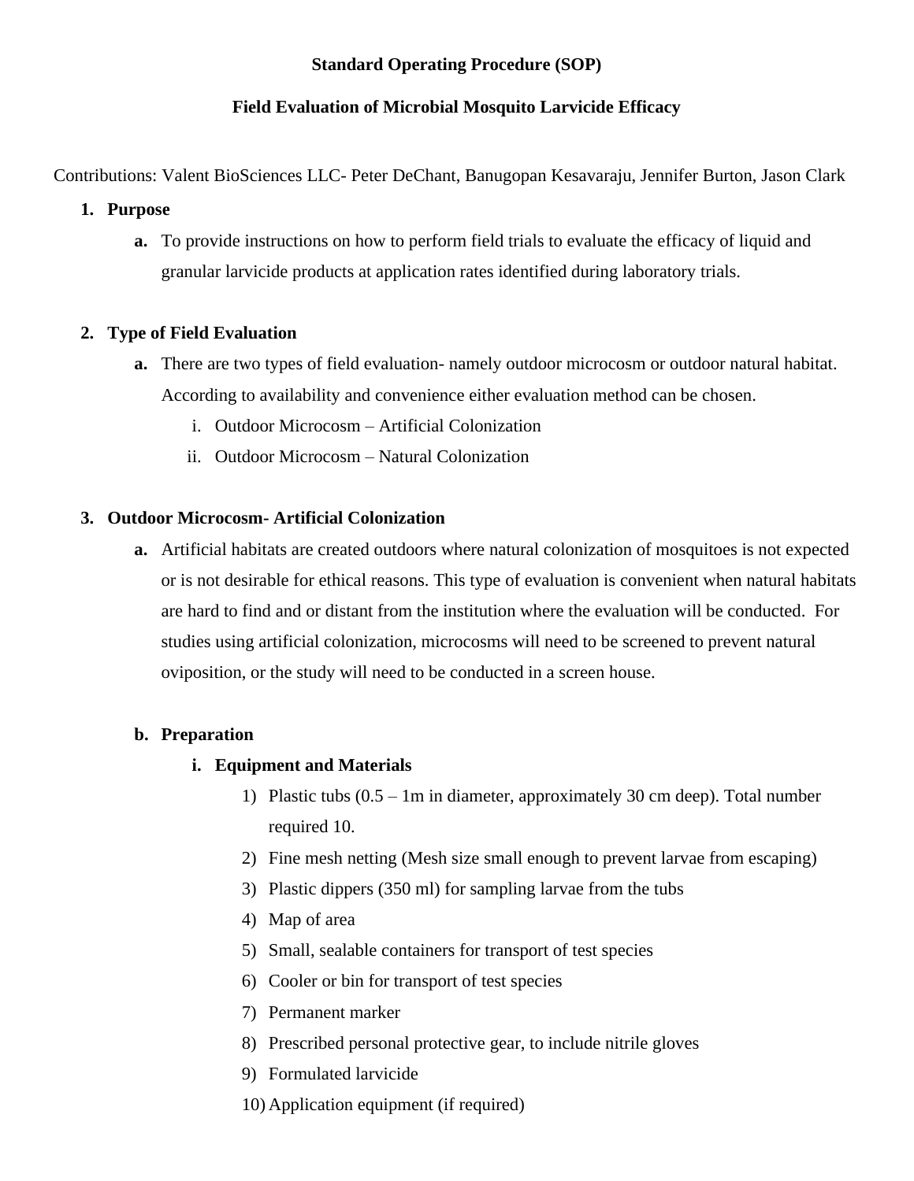**Standard Operating Procedure (SOP)**

**Field Evaluation of Microbial Mosquito Larvicide Efficacy**

Contributions: Valent BioSciences LLC- Peter DeChant, Banugopan Kesavaraju, Jennifer Burton, Jason Clark

1. **Purpose**
   a. To provide instructions on how to perform field trials to evaluate the efficacy of liquid and granular larvicide products at application rates identified during laboratory trials.

2. **Type of Field Evaluation**
   a. There are two types of field evaluation- namely outdoor microcosm or outdoor natural habitat. According to availability and convenience either evaluation method can be chosen.
      i. Outdoor Microcosm – Artificial Colonization
      ii. Outdoor Microcosm – Natural Colonization

3. **Outdoor Microcosm- Artificial Colonization**
   a. Artificial habitats are created outdoors where natural colonization of mosquitoes is not expected or is not desirable for ethical reasons. This type of evaluation is convenient when natural habitats are hard to find and or distant from the institution where the evaluation will be conducted. For studies using artificial colonization, microcosms will need to be screened to prevent natural oviposition, or the study will need to be conducted in a screen house.

   b. **Preparation**
      i. **Equipment and Materials**
         1) Plastic tubs (0.5 – 1m in diameter, approximately 30 cm deep). Total number required 10.
         2) Fine mesh netting (Mesh size small enough to prevent larvae from escaping)
         3) Plastic dippers (350 ml) for sampling larvae from the tubs
         4) Map of area
         5) Small, sealable containers for transport of test species
         6) Cooler or bin for transport of test species
         7) Permanent marker
         8) Prescribed personal protective gear, to include nitrile gloves
         9) Formulated larvicide
         10) Application equipment (if required)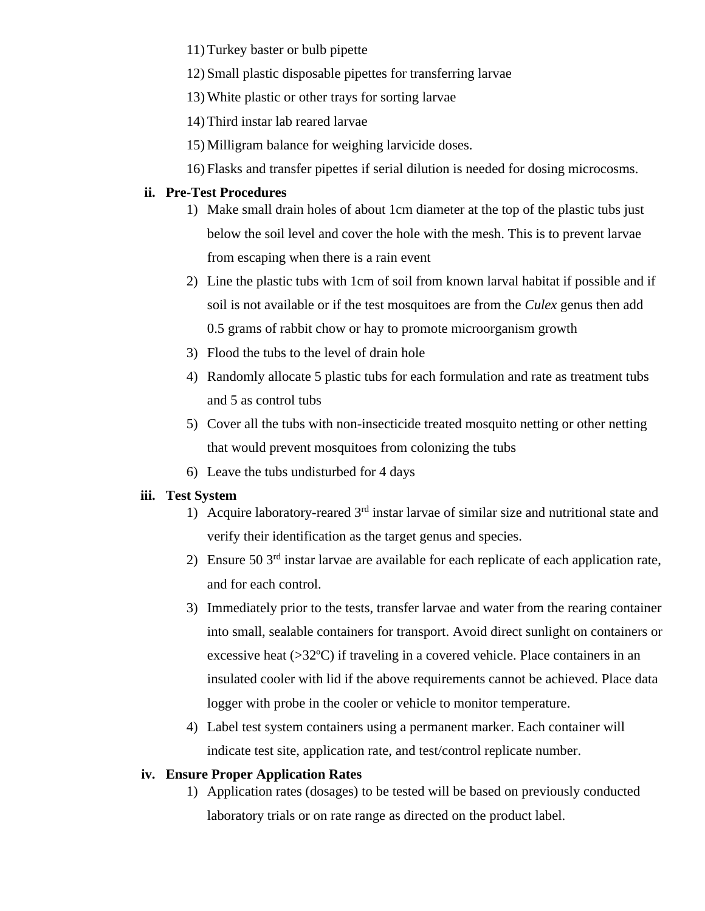11) Turkey baster or bulb pipette
12) Small plastic disposable pipettes for transferring larvae
13) White plastic or other trays for sorting larvae
14) Third instar lab reared larvae
15) Milligram balance for weighing larvicide doses.
16) Flasks and transfer pipettes if serial dilution is needed for dosing microcosms.

**ii. Pre-Test Procedures**

1) Make small drain holes of about 1cm diameter at the top of the plastic tubs just below the soil level and cover the hole with the mesh. This is to prevent larvae from escaping when there is a rain event
2) Line the plastic tubs with 1cm of soil from known larval habitat if possible and if soil is not available or if the test mosquitoes are from the *Culex* genus then add 0.5 grams of rabbit chow or hay to promote microorganism growth
3) Flood the tubs to the level of drain hole
4) Randomly allocate 5 plastic tubs for each formulation and rate as treatment tubs and 5 as control tubs
5) Cover all the tubs with non-insecticide treated mosquito netting or other netting that would prevent mosquitoes from colonizing the tubs
6) Leave the tubs undisturbed for 4 days

**iii. Test System**

1) Acquire laboratory-reared 3rd instar larvae of similar size and nutritional state and verify their identification as the target genus and species.
2) Ensure 50 3rd instar larvae are available for each replicate of each application rate, and for each control.
3) Immediately prior to the tests, transfer larvae and water from the rearing container into small, sealable containers for transport. Avoid direct sunlight on containers or excessive heat (>32ºC) if traveling in a covered vehicle. Place containers in an insulated cooler with lid if the above requirements cannot be achieved. Place data logger with probe in the cooler or vehicle to monitor temperature.
4) Label test system containers using a permanent marker. Each container will indicate test site, application rate, and test/control replicate number.

**iv. Ensure Proper Application Rates**

1) Application rates (dosages) to be tested will be based on previously conducted laboratory trials or on rate range as directed on the product label.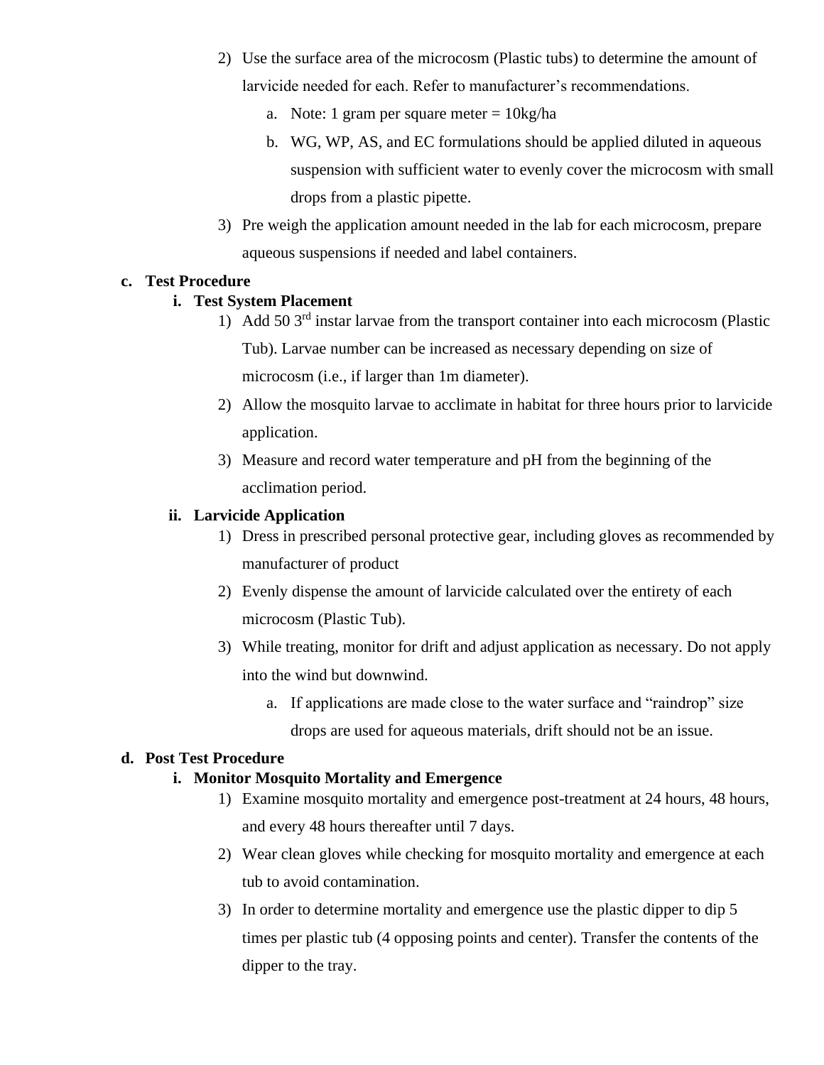2) Use the surface area of the microcosm (Plastic tubs) to determine the amount of larvicide needed for each. Refer to manufacturer's recommendations.
   a. Note: 1 gram per square meter = 10kg/ha
   b. WG, WP, AS, and EC formulations should be applied diluted in aqueous suspension with sufficient water to evenly cover the microcosm with small drops from a plastic pipette.
3) Pre weigh the application amount needed in the lab for each microcosm, prepare aqueous suspensions if needed and label containers.

**c. Test Procedure**

**i. Test System Placement**

1) Add 50 3rd instar larvae from the transport container into each microcosm (Plastic Tub). Larvae number can be increased as necessary depending on size of microcosm (i.e., if larger than 1m diameter).
2) Allow the mosquito larvae to acclimate in habitat for three hours prior to larvicide application.
3) Measure and record water temperature and pH from the beginning of the acclimation period.

**ii. Larvicide Application**

1) Dress in prescribed personal protective gear, including gloves as recommended by manufacturer of product
2) Evenly dispense the amount of larvicide calculated over the entirety of each microcosm (Plastic Tub).
3) While treating, monitor for drift and adjust application as necessary. Do not apply into the wind but downwind.
   a. If applications are made close to the water surface and "raindrop" size drops are used for aqueous materials, drift should not be an issue.

**d. Post Test Procedure**

**i. Monitor Mosquito Mortality and Emergence**

1) Examine mosquito mortality and emergence post-treatment at 24 hours, 48 hours, and every 48 hours thereafter until 7 days.
2) Wear clean gloves while checking for mosquito mortality and emergence at each tub to avoid contamination.
3) In order to determine mortality and emergence use the plastic dipper to dip 5 times per plastic tub (4 opposing points and center). Transfer the contents of the dipper to the tray.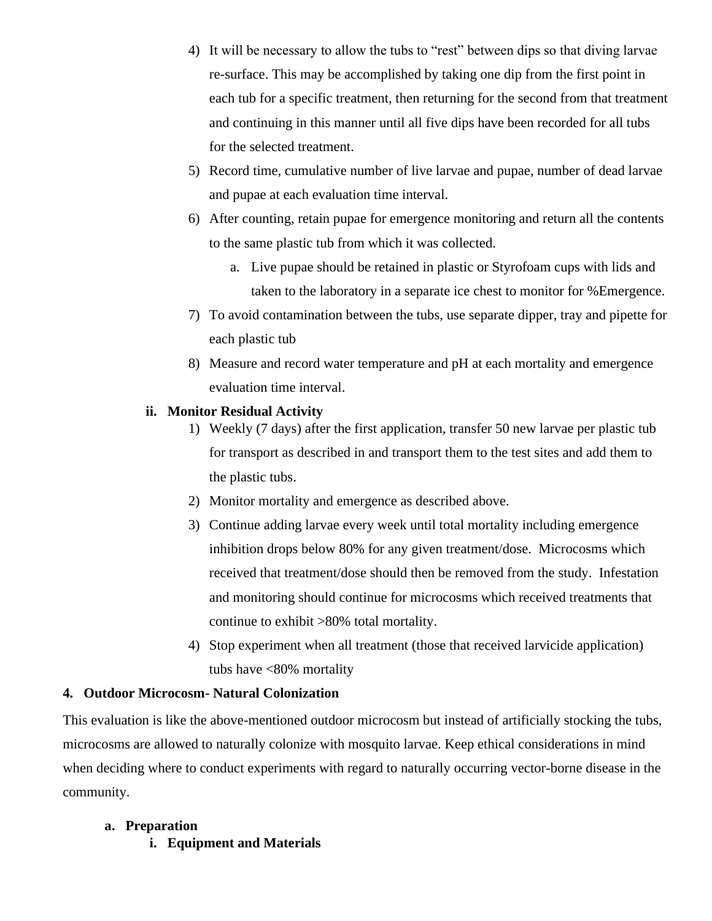4) It will be necessary to allow the tubs to "rest" between dips so that diving larvae re-surface. This may be accomplished by taking one dip from the first point in each tub for a specific treatment, then returning for the second from that treatment and continuing in this manner until all five dips have been recorded for all tubs for the selected treatment.
5) Record time, cumulative number of live larvae and pupae, number of dead larvae and pupae at each evaluation time interval.
6) After counting, retain pupae for emergence monitoring and return all the contents to the same plastic tub from which it was collected.
    a. Live pupae should be retained in plastic or Styrofoam cups with lids and taken to the laboratory in a separate ice chest to monitor for %Emergence.
7) To avoid contamination between the tubs, use separate dipper, tray and pipette for each plastic tub
8) Measure and record water temperature and pH at each mortality and emergence evaluation time interval.

**ii. Monitor Residual Activity**

1) Weekly (7 days) after the first application, transfer 50 new larvae per plastic tub for transport as described in and transport them to the test sites and add them to the plastic tubs.
2) Monitor mortality and emergence as described above.
3) Continue adding larvae every week until total mortality including emergence inhibition drops below 80% for any given treatment/dose. Microcosms which received that treatment/dose should then be removed from the study. Infestation and monitoring should continue for microcosms which received treatments that continue to exhibit >80% total mortality.
4) Stop experiment when all treatment (those that received larvicide application) tubs have <80% mortality

## 4. Outdoor Microcosm- Natural Colonization

This evaluation is like the above-mentioned outdoor microcosm but instead of artificially stocking the tubs, microcosms are allowed to naturally colonize with mosquito larvae. Keep ethical considerations in mind when deciding where to conduct experiments with regard to naturally occurring vector-borne disease in the community.

### a. Preparation

**i. Equipment and Materials**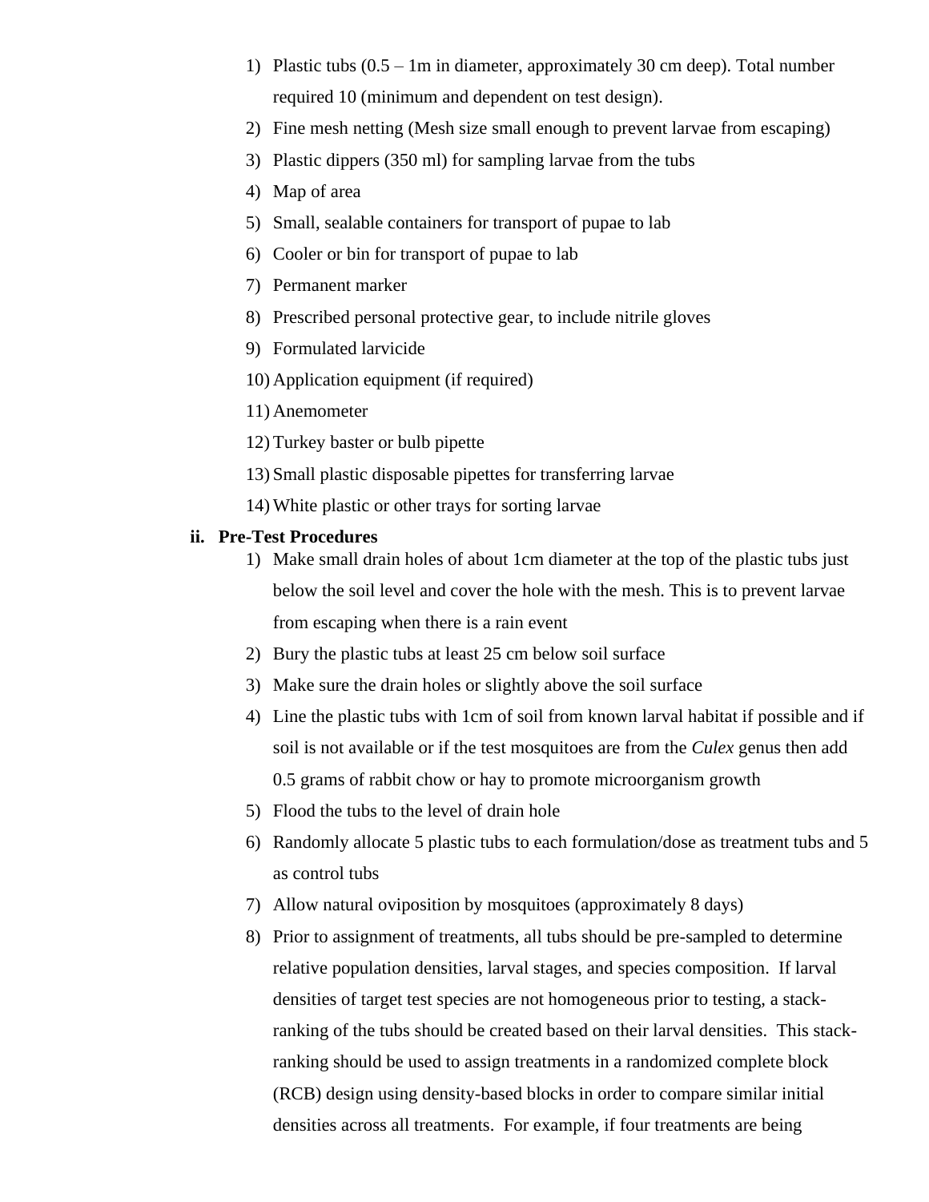1) Plastic tubs (0.5 – 1m in diameter, approximately 30 cm deep). Total number required 10 (minimum and dependent on test design).
2) Fine mesh netting (Mesh size small enough to prevent larvae from escaping)
3) Plastic dippers (350 ml) for sampling larvae from the tubs
4) Map of area
5) Small, sealable containers for transport of pupae to lab
6) Cooler or bin for transport of pupae to lab
7) Permanent marker
8) Prescribed personal protective gear, to include nitrile gloves
9) Formulated larvicide
10) Application equipment (if required)
11) Anemometer
12) Turkey baster or bulb pipette
13) Small plastic disposable pipettes for transferring larvae
14) White plastic or other trays for sorting larvae

**ii. Pre-Test Procedures**

1) Make small drain holes of about 1cm diameter at the top of the plastic tubs just below the soil level and cover the hole with the mesh. This is to prevent larvae from escaping when there is a rain event
2) Bury the plastic tubs at least 25 cm below soil surface
3) Make sure the drain holes or slightly above the soil surface
4) Line the plastic tubs with 1cm of soil from known larval habitat if possible and if soil is not available or if the test mosquitoes are from the *Culex* genus then add 0.5 grams of rabbit chow or hay to promote microorganism growth
5) Flood the tubs to the level of drain hole
6) Randomly allocate 5 plastic tubs to each formulation/dose as treatment tubs and 5 as control tubs
7) Allow natural oviposition by mosquitoes (approximately 8 days)
8) Prior to assignment of treatments, all tubs should be pre-sampled to determine relative population densities, larval stages, and species composition. If larval densities of target test species are not homogeneous prior to testing, a stack-ranking of the tubs should be created based on their larval densities. This stack-ranking should be used to assign treatments in a randomized complete block (RCB) design using density-based blocks in order to compare similar initial densities across all treatments. For example, if four treatments are being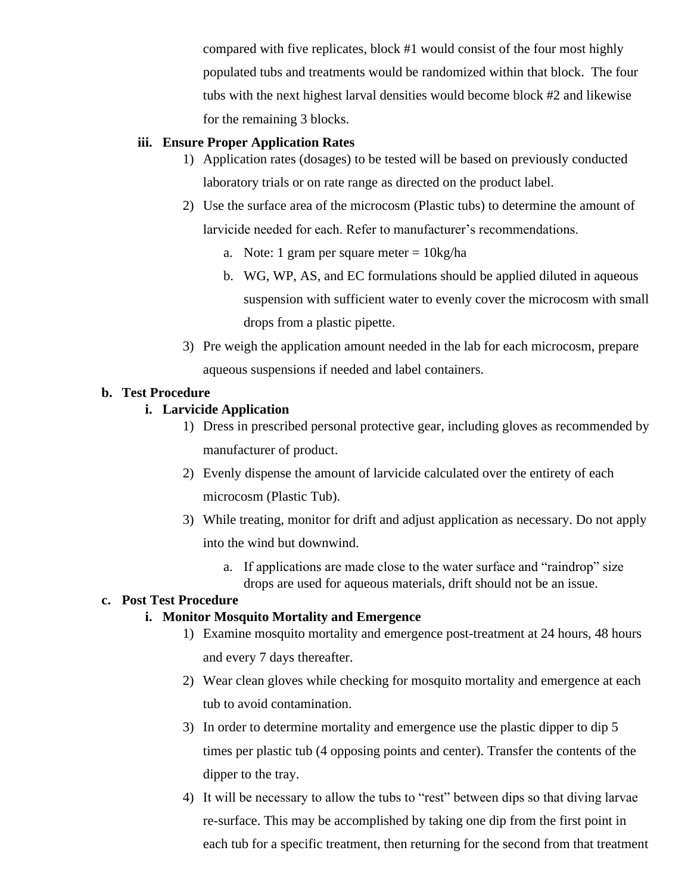compared with five replicates, block #1 would consist of the four most highly populated tubs and treatments would be randomized within that block. The four tubs with the next highest larval densities would become block #2 and likewise for the remaining 3 blocks.

**iii. Ensure Proper Application Rates**

1) Application rates (dosages) to be tested will be based on previously conducted laboratory trials or on rate range as directed on the product label.
2) Use the surface area of the microcosm (Plastic tubs) to determine the amount of larvicide needed for each. Refer to manufacturer's recommendations.
   a. Note: 1 gram per square meter = 10kg/ha
   b. WG, WP, AS, and EC formulations should be applied diluted in aqueous suspension with sufficient water to evenly cover the microcosm with small drops from a plastic pipette.
3) Pre weigh the application amount needed in the lab for each microcosm, prepare aqueous suspensions if needed and label containers.

**b. Test Procedure**

**i. Larvicide Application**

1) Dress in prescribed personal protective gear, including gloves as recommended by manufacturer of product.
2) Evenly dispense the amount of larvicide calculated over the entirety of each microcosm (Plastic Tub).
3) While treating, monitor for drift and adjust application as necessary. Do not apply into the wind but downwind.
   a. If applications are made close to the water surface and "raindrop" size drops are used for aqueous materials, drift should not be an issue.

**c. Post Test Procedure**

**i. Monitor Mosquito Mortality and Emergence**

1) Examine mosquito mortality and emergence post-treatment at 24 hours, 48 hours and every 7 days thereafter.
2) Wear clean gloves while checking for mosquito mortality and emergence at each tub to avoid contamination.
3) In order to determine mortality and emergence use the plastic dipper to dip 5 times per plastic tub (4 opposing points and center). Transfer the contents of the dipper to the tray.
4) It will be necessary to allow the tubs to "rest" between dips so that diving larvae re-surface. This may be accomplished by taking one dip from the first point in each tub for a specific treatment, then returning for the second from that treatment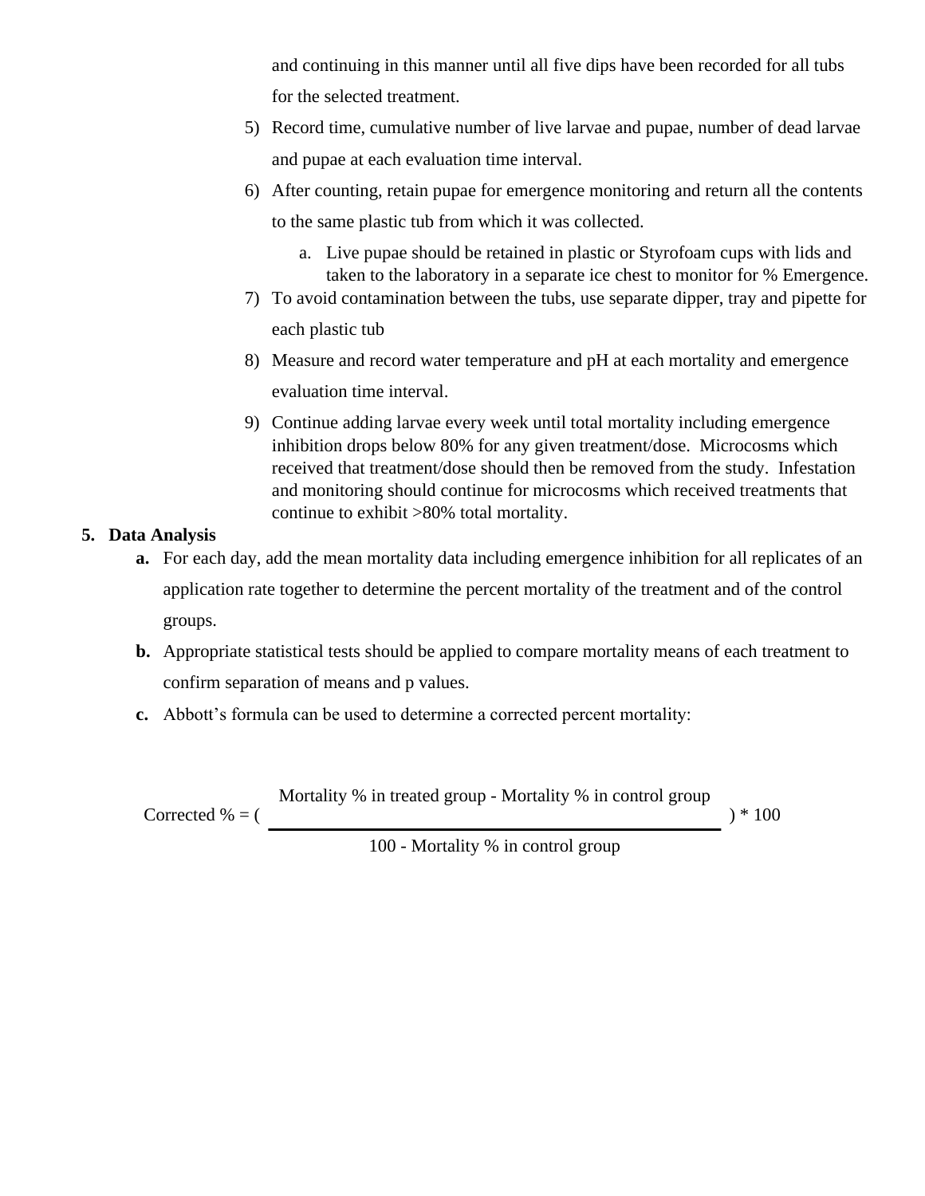and continuing in this manner until all five dips have been recorded for all tubs for the selected treatment.

5) Record time, cumulative number of live larvae and pupae, number of dead larvae and pupae at each evaluation time interval.
6) After counting, retain pupae for emergence monitoring and return all the contents to the same plastic tub from which it was collected.
    a. Live pupae should be retained in plastic or Styrofoam cups with lids and taken to the laboratory in a separate ice chest to monitor for % Emergence.
7) To avoid contamination between the tubs, use separate dipper, tray and pipette for each plastic tub
8) Measure and record water temperature and pH at each mortality and emergence evaluation time interval.
9) Continue adding larvae every week until total mortality including emergence inhibition drops below 80% for any given treatment/dose. Microcosms which received that treatment/dose should then be removed from the study. Infestation and monitoring should continue for microcosms which received treatments that continue to exhibit >80% total mortality.

**5. Data Analysis**

**a.** For each day, add the mean mortality data including emergence inhibition for all replicates of an application rate together to determine the percent mortality of the treatment and of the control groups.

**b.** Appropriate statistical tests should be applied to compare mortality means of each treatment to confirm separation of means and p values.

**c.** Abbott's formula can be used to determine a corrected percent mortality:

$$\text{Corrected \%} = \left( \frac{\text{Mortality \% in treated group} - \text{Mortality \% in control group}}{100 - \text{Mortality \% in control group}} \right) * 100$$